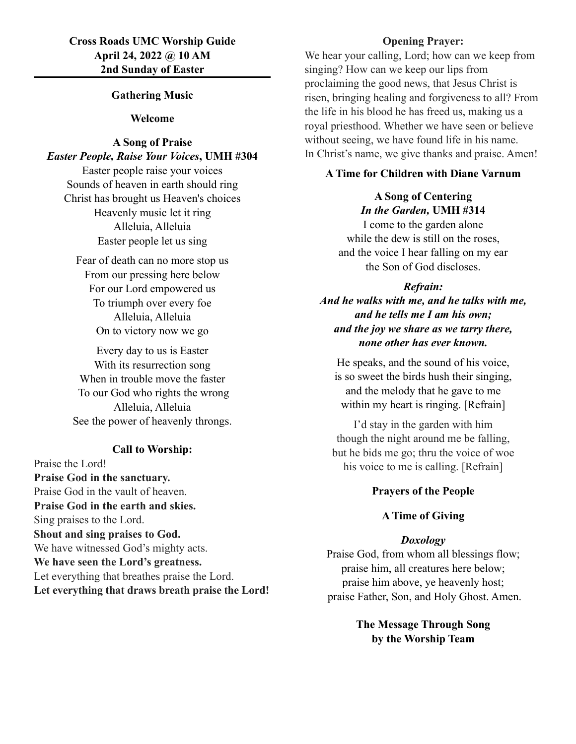**Cross Roads UMC Worship Guide**
**April 24, 2022 @ 10 AM**
**2nd Sunday of Easter**

---

**Gathering Music**

**Welcome**

**A Song of Praise**
***Easter People, Raise Your Voices*, UMH #304**

Easter people raise your voices
Sounds of heaven in earth should ring
Christ has brought us Heaven's choices
Heavenly music let it ring
Alleluia, Alleluia
Easter people let us sing

Fear of death can no more stop us
From our pressing here below
For our Lord empowered us
To triumph over every foe
Alleluia, Alleluia
On to victory now we go

Every day to us is Easter
With its resurrection song
When in trouble move the faster
To our God who rights the wrong
Alleluia, Alleluia
See the power of heavenly throngs.

**Call to Worship:**

Praise the Lord!
**Praise God in the sanctuary.**
Praise God in the vault of heaven.
**Praise God in the earth and skies.**
Sing praises to the Lord.
**Shout and sing praises to God.**
We have witnessed God's mighty acts.
**We have seen the Lord's greatness.**
Let everything that breathes praise the Lord.
**Let everything that draws breath praise the Lord!**

**Opening Prayer:**

We hear your calling, Lord; how can we keep from singing? How can we keep our lips from proclaiming the good news, that Jesus Christ is risen, bringing healing and forgiveness to all? From the life in his blood he has freed us, making us a royal priesthood. Whether we have seen or believe without seeing, we have found life in his name. In Christ's name, we give thanks and praise. Amen!

**A Time for Children with Diane Varnum**

**A Song of Centering**
***In the Garden,* UMH #314**

I come to the garden alone
while the dew is still on the roses,
and the voice I hear falling on my ear
the Son of God discloses.

***Refrain:***
***And he walks with me, and he talks with me,***
***and he tells me I am his own;***
***and the joy we share as we tarry there,***
***none other has ever known.***

He speaks, and the sound of his voice,
is so sweet the birds hush their singing,
and the melody that he gave to me
within my heart is ringing. [Refrain]

I'd stay in the garden with him
though the night around me be falling,
but he bids me go; thru the voice of woe
his voice to me is calling. [Refrain]

**Prayers of the People**

**A Time of Giving**

***Doxology***

Praise God, from whom all blessings flow;
praise him, all creatures here below;
praise him above, ye heavenly host;
praise Father, Son, and Holy Ghost. Amen.

**The Message Through Song**
**by the Worship Team**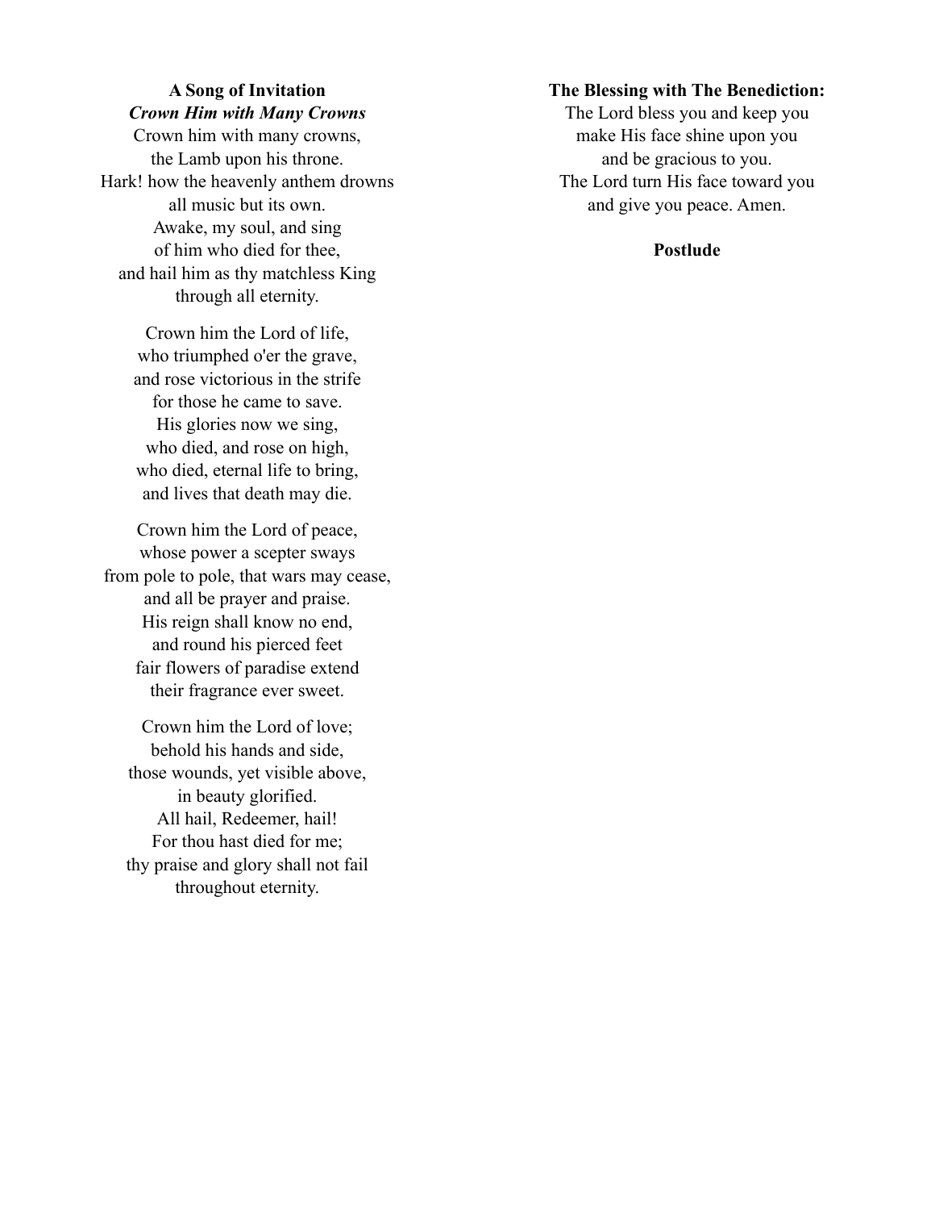**A Song of Invitation**

***Crown Him with Many Crowns***

Crown him with many crowns,
the Lamb upon his throne.
Hark! how the heavenly anthem drowns
all music but its own.
Awake, my soul, and sing
of him who died for thee,
and hail him as thy matchless King
through all eternity.

Crown him the Lord of life,
who triumphed o'er the grave,
and rose victorious in the strife
for those he came to save.
His glories now we sing,
who died, and rose on high,
who died, eternal life to bring,
and lives that death may die.

Crown him the Lord of peace,
whose power a scepter sways
from pole to pole, that wars may cease,
and all be prayer and praise.
His reign shall know no end,
and round his pierced feet
fair flowers of paradise extend
their fragrance ever sweet.

Crown him the Lord of love;
behold his hands and side,
those wounds, yet visible above,
in beauty glorified.
All hail, Redeemer, hail!
For thou hast died for me;
thy praise and glory shall not fail
throughout eternity.

**The Blessing with The Benediction:**

The Lord bless you and keep you
make His face shine upon you
and be gracious to you.
The Lord turn His face toward you
and give you peace. Amen.

**Postlude**